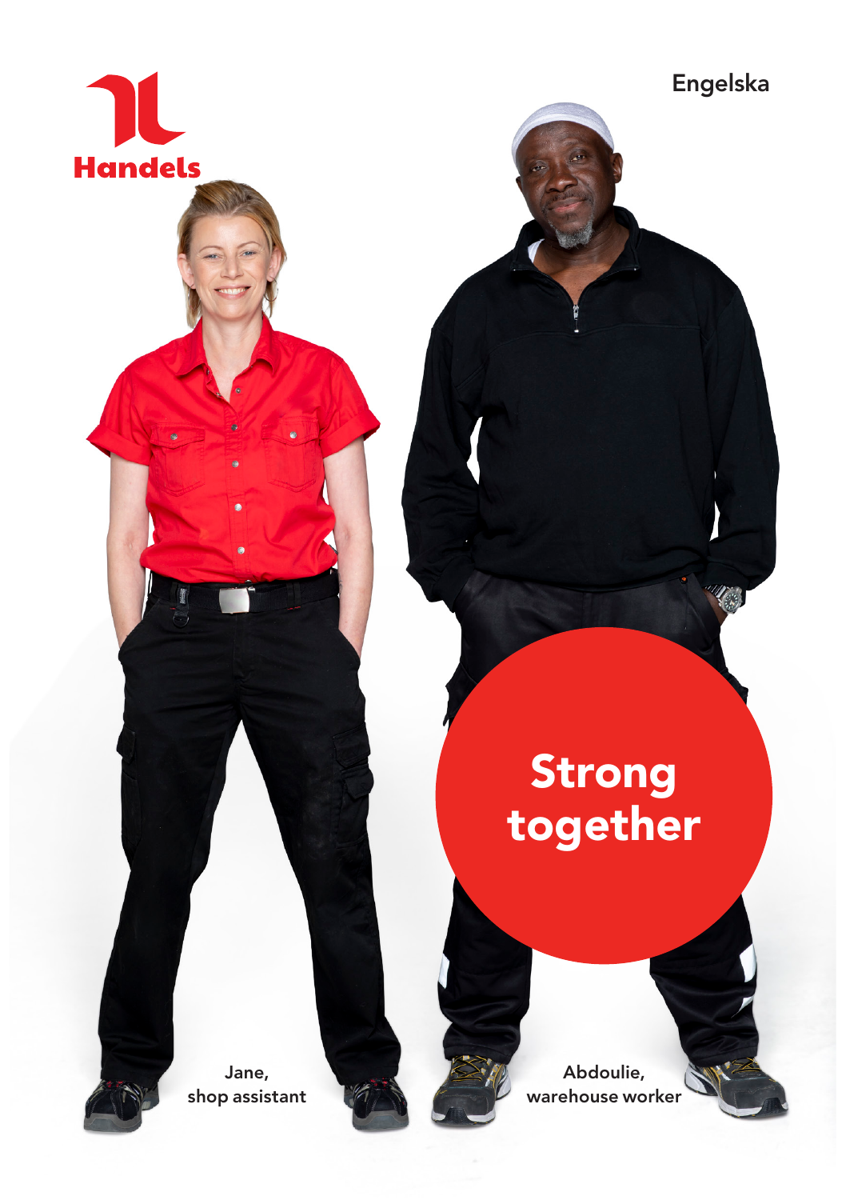Handels

Engelska

# Strong together

Jane,
shop assistant

Abdoulie,
warehouse worker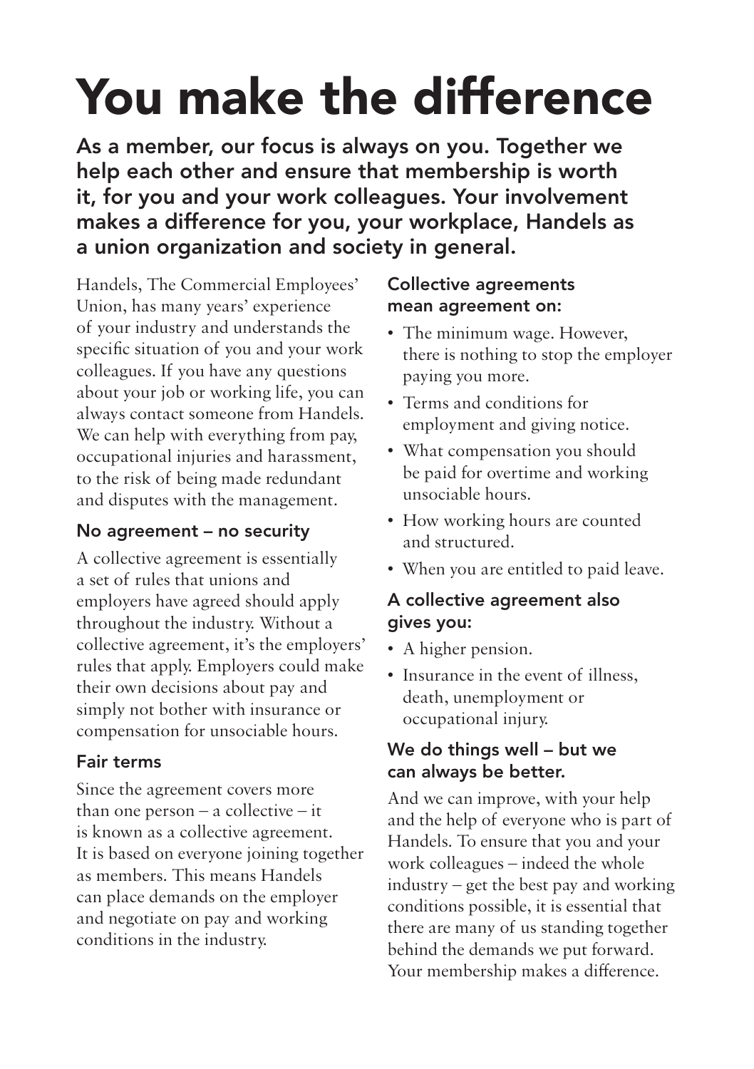# You make the difference

**As a member, our focus is always on you. Together we help each other and ensure that membership is worth it, for you and your work colleagues. Your involvement makes a difference for you, your workplace, Handels as a union organization and society in general.**

Handels, The Commercial Employees' Union, has many years' experience of your industry and understands the specific situation of you and your work colleagues. If you have any questions about your job or working life, you can always contact someone from Handels. We can help with everything from pay, occupational injuries and harassment, to the risk of being made redundant and disputes with the management.

### No agreement – no security

A collective agreement is essentially a set of rules that unions and employers have agreed should apply throughout the industry. Without a collective agreement, it's the employers' rules that apply. Employers could make their own decisions about pay and simply not bother with insurance or compensation for unsociable hours.

### Fair terms

Since the agreement covers more than one person – a collective – it is known as a collective agreement. It is based on everyone joining together as members. This means Handels can place demands on the employer and negotiate on pay and working conditions in the industry.

### Collective agreements mean agreement on:

- The minimum wage. However, there is nothing to stop the employer paying you more.
- Terms and conditions for employment and giving notice.
- What compensation you should be paid for overtime and working unsociable hours.
- How working hours are counted and structured.
- When you are entitled to paid leave.

### A collective agreement also gives you:

- A higher pension.
- Insurance in the event of illness, death, unemployment or occupational injury.

### We do things well – but we can always be better.

And we can improve, with your help and the help of everyone who is part of Handels. To ensure that you and your work colleagues – indeed the whole industry – get the best pay and working conditions possible, it is essential that there are many of us standing together behind the demands we put forward. Your membership makes a difference.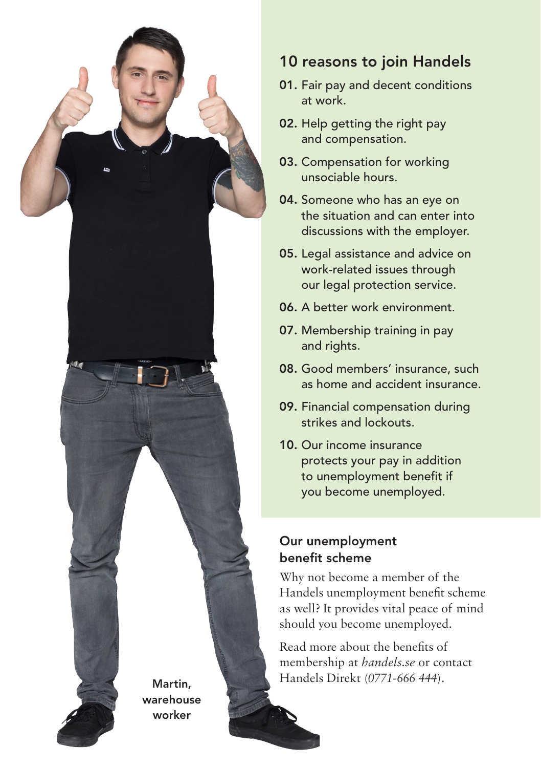## 10 reasons to join Handels

**01.** Fair pay and decent conditions at work.

**02.** Help getting the right pay and compensation.

**03.** Compensation for working unsociable hours.

**04.** Someone who has an eye on the situation and can enter into discussions with the employer.

**05.** Legal assistance and advice on work-related issues through our legal protection service.

**06.** A better work environment.

**07.** Membership training in pay and rights.

**08.** Good members' insurance, such as home and accident insurance.

**09.** Financial compensation during strikes and lockouts.

**10.** Our income insurance protects your pay in addition to unemployment benefit if you become unemployed.

### Our unemployment benefit scheme

Why not become a member of the Handels unemployment benefit scheme as well? It provides vital peace of mind should you become unemployed.

Read more about the benefits of membership at *handels.se* or contact Handels Direkt (*0771-666 444*).

**Martin, warehouse worker**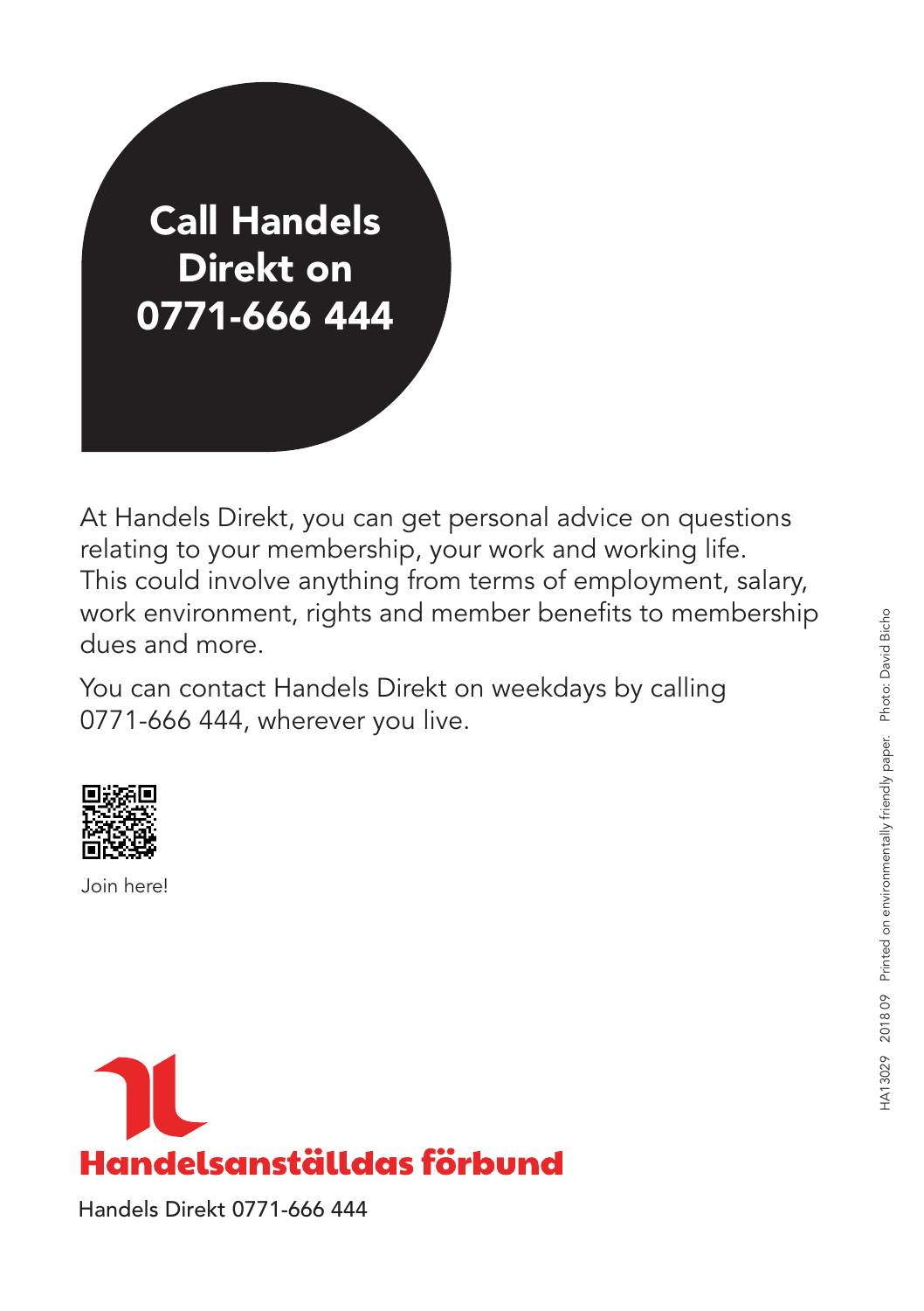# Call Handels Direkt on 0771-666 444

At Handels Direkt, you can get personal advice on questions relating to your membership, your work and working life. This could involve anything from terms of employment, salary, work environment, rights and member benefits to membership dues and more.

You can contact Handels Direkt on weekdays by calling 0771-666 444, wherever you live.

Join here!

**Handelsanställdas förbund**

Handels Direkt 0771-666 444

HA13029 2018 09 Printed on environmentally friendly paper. Photo: David Bicho